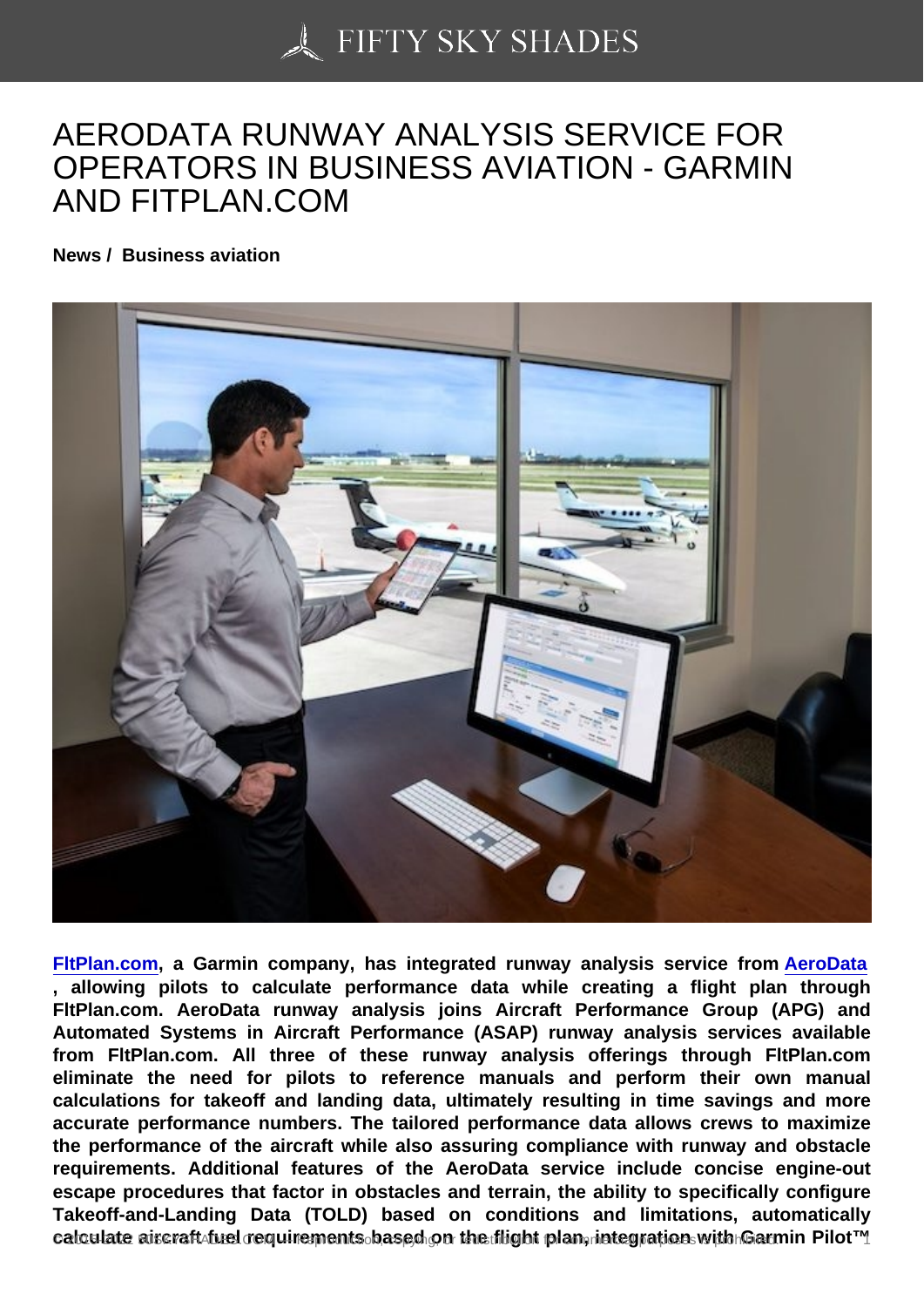# AERODATA RUNWAY ANALYSIS SERVICE FOR OPERATORS IN BUSINESS AVIATION - GARMIN AND FITPLAN.COM

**News / Business aviation**

**FltPlan.com, a Garmin company, has integrated runway analysis service from AeroData, allowing pilots to calculate performance data while creating a flight plan through FltPlan.com. AeroData runway analysis joins Aircraft Performance Group (APG) and Automated Systems in Aircraft Performance (ASAP) runway analysis services available from FltPlan.com. All three of these runway analysis offerings through FltPlan.com eliminate the need for pilots to reference manuals and perform their own manual calculations for takeoff and landing data, ultimately resulting in time savings and more accurate performance numbers. The tailored performance data allows crews to maximize the performance of the aircraft while also assuring compliance with runway and obstacle requirements. Additional features of the AeroData service include concise engine-out escape procedures that factor in obstacles and terrain, the ability to specifically configure Takeoff-and-Landing Data (TOLD) based on conditions and limitations, automatically calculate aircraft fuel requirements based on the flight plan, integration with Garmin Pilot™**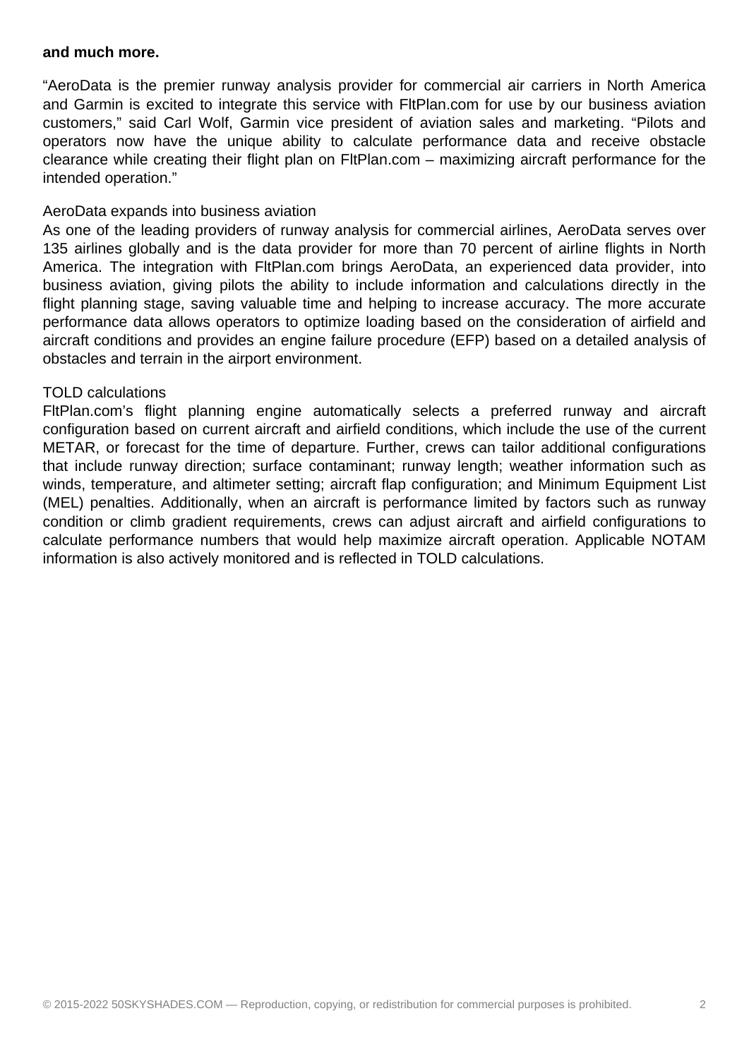**and much more.**

"AeroData is the premier runway analysis provider for commercial air carriers in North America and Garmin is excited to integrate this service with FltPlan.com for use by our business aviation customers," said Carl Wolf, Garmin vice president of aviation sales and marketing. "Pilots and operators now have the unique ability to calculate performance data and receive obstacle clearance while creating their flight plan on FltPlan.com – maximizing aircraft performance for the intended operation."

AeroData expands into business aviation

As one of the leading providers of runway analysis for commercial airlines, AeroData serves over 135 airlines globally and is the data provider for more than 70 percent of airline flights in North America. The integration with FltPlan.com brings AeroData, an experienced data provider, into business aviation, giving pilots the ability to include information and calculations directly in the flight planning stage, saving valuable time and helping to increase accuracy. The more accurate performance data allows operators to optimize loading based on the consideration of airfield and aircraft conditions and provides an engine failure procedure (EFP) based on a detailed analysis of obstacles and terrain in the airport environment.

TOLD calculations

FltPlan.com's flight planning engine automatically selects a preferred runway and aircraft configuration based on current aircraft and airfield conditions, which include the use of the current METAR, or forecast for the time of departure. Further, crews can tailor additional configurations that include runway direction; surface contaminant; runway length; weather information such as winds, temperature, and altimeter setting; aircraft flap configuration; and Minimum Equipment List (MEL) penalties. Additionally, when an aircraft is performance limited by factors such as runway condition or climb gradient requirements, crews can adjust aircraft and airfield configurations to calculate performance numbers that would help maximize aircraft operation. Applicable NOTAM information is also actively monitored and is reflected in TOLD calculations.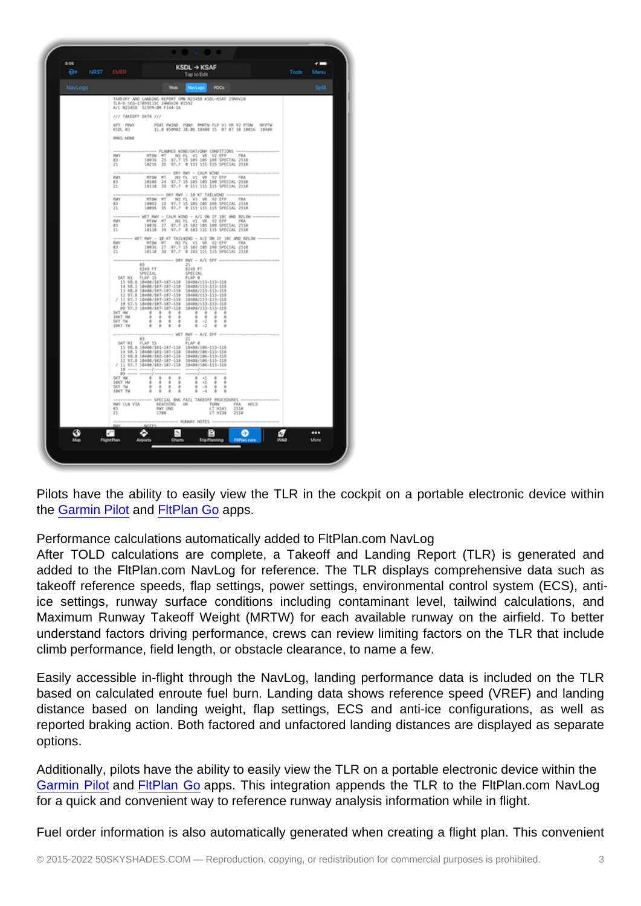Pilots have the ability to easily view the TLR in the cockpit on a portable electronic device within the Garmin Pilot and FltPlan Go apps.

Performance calculations automatically added to FltPlan.com NavLog
After TOLD calculations are complete, a Takeoff and Landing Report (TLR) is generated and added to the FltPlan.com NavLog for reference. The TLR displays comprehensive data such as takeoff reference speeds, flap settings, power settings, environmental control system (ECS), anti-ice settings, runway surface conditions including contaminant level, tailwind calculations, and Maximum Runway Takeoff Weight (MRTW) for each available runway on the airfield. To better understand factors driving performance, crews can review limiting factors on the TLR that include climb performance, field length, or obstacle clearance, to name a few.

Easily accessible in-flight through the NavLog, landing performance data is included on the TLR based on calculated enroute fuel burn. Landing data shows reference speed (VREF) and landing distance based on landing weight, flap settings, ECS and anti-ice configurations, as well as reported braking action. Both factored and unfactored landing distances are displayed as separate options.

Additionally, pilots have the ability to easily view the TLR on a portable electronic device within the Garmin Pilot and FltPlan Go apps. This integration appends the TLR to the FltPlan.com NavLog for a quick and convenient way to reference runway analysis information while in flight.

Fuel order information is also automatically generated when creating a flight plan. This convenient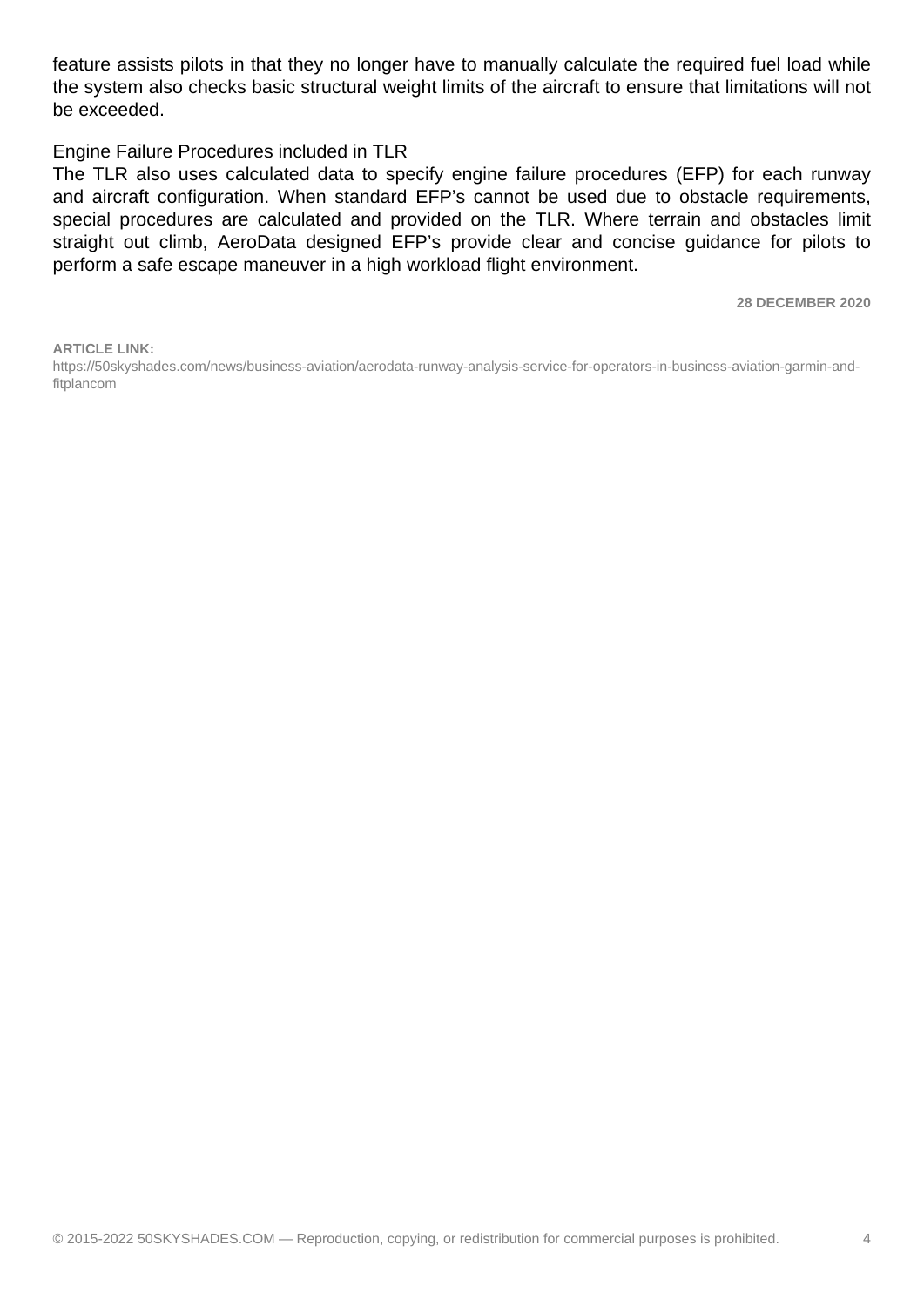feature assists pilots in that they no longer have to manually calculate the required fuel load while the system also checks basic structural weight limits of the aircraft to ensure that limitations will not be exceeded.

Engine Failure Procedures included in TLR

The TLR also uses calculated data to specify engine failure procedures (EFP) for each runway and aircraft configuration. When standard EFP's cannot be used due to obstacle requirements, special procedures are calculated and provided on the TLR. Where terrain and obstacles limit straight out climb, AeroData designed EFP's provide clear and concise guidance for pilots to perform a safe escape maneuver in a high workload flight environment.

**28 DECEMBER 2020**

**ARTICLE LINK:**
https://50skyshades.com/news/business-aviation/aerodata-runway-analysis-service-for-operators-in-business-aviation-garmin-and-fitplancom